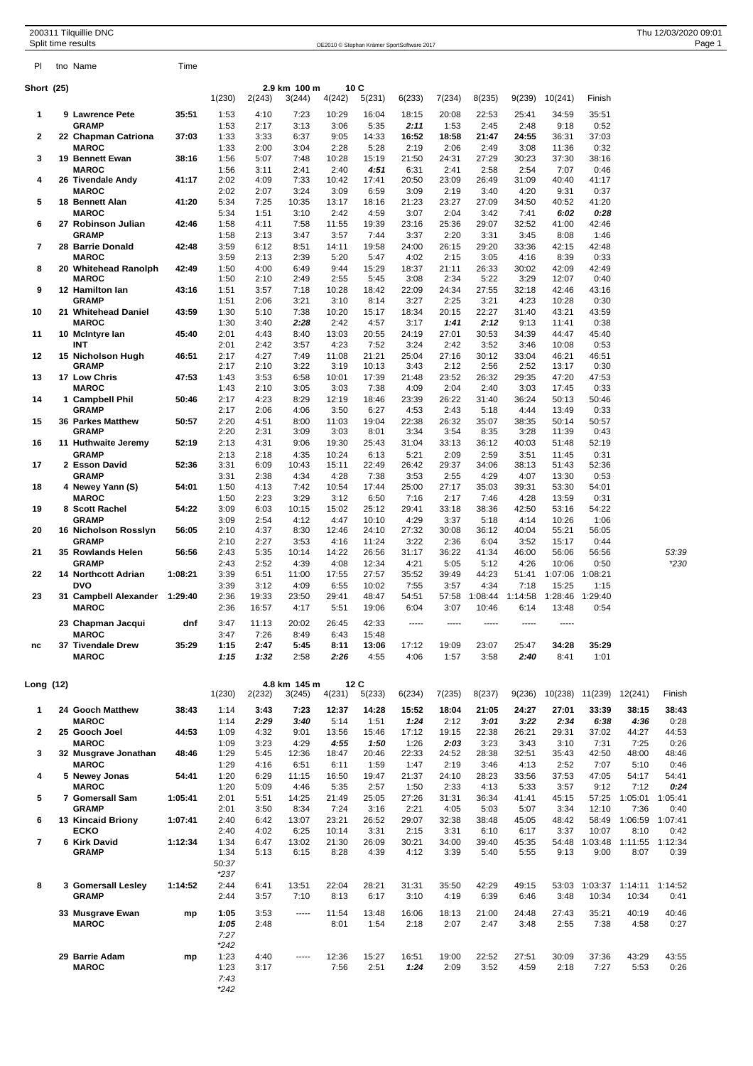200311 Tilquillie DNC
Split time results

OE2010 © Stephan Krämer SportSoftware 2017

Thu 12/03/2020 09:01

## Short (25)

2.9 km 100 m 10 C

| Pl | tno | Name | Time | 1(230) | 2(243) | 3(244) | 4(242) | 5(231) | 6(233) | 7(234) | 8(235) | 9(239) | 10(241) | Finish | |
|---|---|---|---|---|---|---|---|---|---|---|---|---|---|---|---|
| 1 | 9 | **Lawrence Pete** | 35:51 | 1:53 | 4:10 | 7:23 | 10:29 | 16:04 | 18:15 | 20:08 | 22:53 | 25:41 | 34:59 | 35:51 | |
| | | **GRAMP** | | 1:53 | 2:17 | 3:13 | 3:06 | 5:35 | **2:11** | 1:53 | 2:45 | 2:48 | 9:18 | 0:52 | |
| 2 | 22 | **Chapman Catriona** | 37:03 | 1:33 | 3:33 | 6:37 | 9:05 | 14:33 | **16:52** | **18:58** | **21:47** | **24:55** | 36:31 | 37:03 | |
| | | **MAROC** | | 1:33 | 2:00 | 3:04 | 2:28 | 5:28 | 2:19 | 2:06 | 2:49 | 3:08 | 11:36 | 0:32 | |
| 3 | 19 | **Bennett Ewan** | 38:16 | 1:56 | 5:07 | 7:48 | 10:28 | 15:19 | 21:50 | 24:31 | 27:29 | 30:23 | 37:30 | 38:16 | |
| | | **MAROC** | | 1:56 | 3:11 | 2:41 | 2:40 | **4:51** | 6:31 | 2:41 | 2:58 | 2:54 | 7:07 | 0:46 | |
| 4 | 26 | **Tivendale Andy** | 41:17 | 2:02 | 4:09 | 7:33 | 10:42 | 17:41 | 20:50 | 23:09 | 26:49 | 31:09 | 40:40 | 41:17 | |
| | | **MAROC** | | 2:02 | 2:07 | 3:24 | 3:09 | 6:59 | 3:09 | 2:19 | 3:40 | 4:20 | 9:31 | 0:37 | |
| 5 | 18 | **Bennett Alan** | 41:20 | 5:34 | 7:25 | 10:35 | 13:17 | 18:16 | 21:23 | 23:27 | 27:09 | 34:50 | 40:52 | 41:20 | |
| | | **MAROC** | | 5:34 | 1:51 | 3:10 | 2:42 | 4:59 | 3:07 | 2:04 | 3:42 | 7:41 | **6:02** | **0:28** | |
| 6 | 27 | **Robinson Julian** | 42:46 | 1:58 | 4:11 | 7:58 | 11:55 | 19:39 | 23:16 | 25:36 | 29:07 | 32:52 | 41:00 | 42:46 | |
| | | **GRAMP** | | 1:58 | 2:13 | 3:47 | 3:57 | 7:44 | 3:37 | 2:20 | 3:31 | 3:45 | 8:08 | 1:46 | |
| 7 | 28 | **Barrie Donald** | 42:48 | 3:59 | 6:12 | 8:51 | 14:11 | 19:58 | 24:00 | 26:15 | 29:20 | 33:36 | 42:15 | 42:48 | |
| | | **MAROC** | | 3:59 | 2:13 | 2:39 | 5:20 | 5:47 | 4:02 | 2:15 | 3:05 | 4:16 | 8:39 | 0:33 | |
| 8 | 20 | **Whitehead Ranolph** | 42:49 | 1:50 | 4:00 | 6:49 | 9:44 | 15:29 | 18:37 | 21:11 | 26:33 | 30:02 | 42:09 | 42:49 | |
| | | **MAROC** | | 1:50 | 2:10 | 2:49 | 2:55 | 5:45 | 3:08 | 2:34 | 5:22 | 3:29 | 12:07 | 0:40 | |
| 9 | 12 | **Hamilton Ian** | 43:16 | 1:51 | 3:57 | 7:18 | 10:28 | 18:42 | 22:09 | 24:34 | 27:55 | 32:18 | 42:46 | 43:16 | |
| | | **GRAMP** | | 1:51 | 2:06 | 3:21 | 3:10 | 8:14 | 3:27 | 2:25 | 3:21 | 4:23 | 10:28 | 0:30 | |
| 10 | 21 | **Whitehead Daniel** | 43:59 | 1:30 | 5:10 | 7:38 | 10:20 | 15:17 | 18:34 | 20:15 | 22:27 | 31:40 | 43:21 | 43:59 | |
| | | **MAROC** | | 1:30 | 3:40 | **2:28** | 2:42 | 4:57 | 3:17 | **1:41** | **2:12** | 9:13 | 11:41 | 0:38 | |
| 11 | 10 | **McIntyre Ian** | 45:40 | 2:01 | 4:43 | 8:40 | 13:03 | 20:55 | 24:19 | 27:01 | 30:53 | 34:39 | 44:47 | 45:40 | |
| | | **INT** | | 2:01 | 2:42 | 3:57 | 4:23 | 7:52 | 3:24 | 2:42 | 3:52 | 3:46 | 10:08 | 0:53 | |
| 12 | 15 | **Nicholson Hugh** | 46:51 | 2:17 | 4:27 | 7:49 | 11:08 | 21:21 | 25:04 | 27:16 | 30:12 | 33:04 | 46:21 | 46:51 | |
| | | **GRAMP** | | 2:17 | 2:10 | 3:22 | 3:19 | 10:13 | 3:43 | 2:12 | 2:56 | 2:52 | 13:17 | 0:30 | |
| 13 | 17 | **Low Chris** | 47:53 | 1:43 | 3:53 | 6:58 | 10:01 | 17:39 | 21:48 | 23:52 | 26:32 | 29:35 | 47:20 | 47:53 | |
| | | **MAROC** | | 1:43 | 2:10 | 3:05 | 3:03 | 7:38 | 4:09 | 2:04 | 2:40 | 3:03 | 17:45 | 0:33 | |
| 14 | 1 | **Campbell Phil** | 50:46 | 2:17 | 4:23 | 8:29 | 12:19 | 18:46 | 23:39 | 26:22 | 31:40 | 36:24 | 50:13 | 50:46 | |
| | | **GRAMP** | | 2:17 | 2:06 | 4:06 | 3:50 | 6:27 | 4:53 | 2:43 | 5:18 | 4:44 | 13:49 | 0:33 | |
| 15 | 36 | **Parkes Matthew** | 50:57 | 2:20 | 4:51 | 8:00 | 11:03 | 19:04 | 22:38 | 26:32 | 35:07 | 38:35 | 50:14 | 50:57 | |
| | | **GRAMP** | | 2:20 | 2:31 | 3:09 | 3:03 | 8:01 | 3:34 | 3:54 | 8:35 | 3:28 | 11:39 | 0:43 | |
| 16 | 11 | **Huthwaite Jeremy** | 52:19 | 2:13 | 4:31 | 9:06 | 19:30 | 25:43 | 31:04 | 33:13 | 36:12 | 40:03 | 51:48 | 52:19 | |
| | | **GRAMP** | | 2:13 | 2:18 | 4:35 | 10:24 | 6:13 | 5:21 | 2:09 | 2:59 | 3:51 | 11:45 | 0:31 | |
| 17 | 2 | **Esson David** | 52:36 | 3:31 | 6:09 | 10:43 | 15:11 | 22:49 | 26:42 | 29:37 | 34:06 | 38:13 | 51:43 | 52:36 | |
| | | **GRAMP** | | 3:31 | 2:38 | 4:34 | 4:28 | 7:38 | 3:53 | 2:55 | 4:29 | 4:07 | 13:30 | 0:53 | |
| 18 | 4 | **Newey Yann (S)** | 54:01 | 1:50 | 4:13 | 7:42 | 10:54 | 17:44 | 25:00 | 27:17 | 35:03 | 39:31 | 53:30 | 54:01 | |
| | | **MAROC** | | 1:50 | 2:23 | 3:29 | 3:12 | 6:50 | 7:16 | 2:17 | 7:46 | 4:28 | 13:59 | 0:31 | |
| 19 | 8 | **Scott Rachel** | 54:22 | 3:09 | 6:03 | 10:15 | 15:02 | 25:12 | 29:41 | 33:18 | 38:36 | 42:50 | 53:16 | 54:22 | |
| | | **GRAMP** | | 3:09 | 2:54 | 4:12 | 4:47 | 10:10 | 4:29 | 3:37 | 5:18 | 4:14 | 10:26 | 1:06 | |
| 20 | 16 | **Nicholson Rosslyn** | 56:05 | 2:10 | 4:37 | 8:30 | 12:46 | 24:10 | 27:32 | 30:08 | 36:12 | 40:04 | 55:21 | 56:05 | |
| | | **GRAMP** | | 2:10 | 2:27 | 3:53 | 4:16 | 11:24 | 3:22 | 2:36 | 6:04 | 3:52 | 15:17 | 0:44 | |
| 21 | 35 | **Rowlands Helen** | 56:56 | 2:43 | 5:35 | 10:14 | 14:22 | 26:56 | 31:17 | 36:22 | 41:34 | 46:00 | 56:06 | 56:56 | *53:39* |
| | | **GRAMP** | | 2:43 | 2:52 | 4:39 | 4:08 | 12:34 | 4:21 | 5:05 | 5:12 | 4:26 | 10:06 | 0:50 | *\*230* |
| 22 | 14 | **Northcott Adrian** | 1:08:21 | 3:39 | 6:51 | 11:00 | 17:55 | 27:57 | 35:52 | 39:49 | 44:23 | 51:41 | 1:07:06 | 1:08:21 | |
| | | **DVO** | | 3:39 | 3:12 | 4:09 | 6:55 | 10:02 | 7:55 | 3:57 | 4:34 | 7:18 | 15:25 | 1:15 | |
| 23 | 31 | **Campbell Alexander** | 1:29:40 | 2:36 | 19:33 | 23:50 | 29:41 | 48:47 | 54:51 | 57:58 | 1:08:44 | 1:14:58 | 1:28:46 | 1:29:40 | |
| | | **MAROC** | | 2:36 | 16:57 | 4:17 | 5:51 | 19:06 | 6:04 | 3:07 | 10:46 | 6:14 | 13:48 | 0:54 | |
| | 23 | **Chapman Jacqui** | dnf | 3:47 | 11:13 | 20:02 | 26:45 | 42:33 | ----- | ----- | ----- | ----- | ----- | | |
| | | **MAROC** | | 3:47 | 7:26 | 8:49 | 6:43 | 15:48 | | | | | | | |
| nc | 37 | **Tivendale Drew** | 35:29 | **1:15** | **2:47** | 5:45 | **8:11** | **13:06** | 17:12 | 19:09 | 23:07 | 25:47 | **34:28** | **35:29** | |
| | | **MAROC** | | **1:15** | **1:32** | 2:58 | **2:26** | 4:55 | 4:06 | 1:57 | 3:58 | **2:40** | 8:41 | 1:01 | |

## Long (12)

4.8 km 145 m 12 C

| Pl | tno | Name | Time | 1(230) | 2(232) | 3(245) | 4(231) | 5(233) | 6(234) | 7(235) | 8(237) | 9(236) | 10(238) | 11(239) | 12(241) | Finish |
|---|---|---|---|---|---|---|---|---|---|---|---|---|---|---|---|---|
| 1 | 24 | **Gooch Matthew** | 38:43 | 1:14 | **3:43** | **7:23** | **12:37** | **14:28** | **15:52** | **18:04** | **21:05** | **24:27** | **27:01** | **33:39** | **38:15** | **38:43** |
| | | **MAROC** | | 1:14 | **2:29** | **3:40** | 5:14 | 1:51 | **1:24** | 2:12 | **3:01** | **3:22** | **2:34** | **6:38** | **4:36** | 0:28 |
| 2 | 25 | **Gooch Joel** | 44:53 | 1:09 | 4:32 | 9:01 | 13:56 | 15:46 | 17:12 | 19:15 | 22:38 | 26:21 | 29:31 | 37:02 | 44:27 | 44:53 |
| | | **MAROC** | | 1:09 | 3:23 | 4:29 | **4:55** | **1:50** | 1:26 | **2:03** | 3:23 | 3:43 | 3:10 | 7:31 | 7:25 | 0:26 |
| 3 | 32 | **Musgrave Jonathan** | 48:46 | 1:29 | 5:45 | 12:36 | 18:47 | 20:46 | 22:33 | 24:52 | 28:38 | 32:51 | 35:43 | 42:50 | 48:00 | 48:46 |
| | | **MAROC** | | 1:29 | 4:16 | 6:51 | 6:11 | 1:59 | 1:47 | 2:19 | 3:46 | 4:13 | 2:52 | 7:07 | 5:10 | 0:46 |
| 4 | 5 | **Newey Jonas** | 54:41 | 1:20 | 6:29 | 11:15 | 16:50 | 19:47 | 21:37 | 24:10 | 28:23 | 33:56 | 37:53 | 47:05 | 54:17 | 54:41 |
| | | **MAROC** | | 1:20 | 5:09 | 4:46 | 5:35 | 2:57 | 1:50 | 2:33 | 4:13 | 5:33 | 3:57 | 9:12 | 7:12 | **0:24** |
| 5 | 7 | **Gomersall Sam** | 1:05:41 | 2:01 | 5:51 | 14:25 | 21:49 | 25:05 | 27:26 | 31:31 | 36:34 | 41:41 | 45:15 | 57:25 | 1:05:01 | 1:05:41 |
| | | **GRAMP** | | 2:01 | 3:50 | 8:34 | 7:24 | 3:16 | 2:21 | 4:05 | 5:03 | 5:07 | 3:34 | 12:10 | 7:36 | 0:40 |
| 6 | 13 | **Kincaid Briony** | 1:07:41 | 2:40 | 6:42 | 13:07 | 23:21 | 26:52 | 29:07 | 32:38 | 38:48 | 45:05 | 48:42 | 58:49 | 1:06:59 | 1:07:41 |
| | | **ECKO** | | 2:40 | 4:02 | 6:25 | 10:14 | 3:31 | 2:15 | 3:31 | 6:10 | 6:17 | 3:37 | 10:07 | 8:10 | 0:42 |
| 7 | 6 | **Kirk David** | 1:12:34 | 1:34 | 6:47 | 13:02 | 21:30 | 26:09 | 30:21 | 34:00 | 39:40 | 45:35 | 54:48 | 1:03:48 | 1:11:55 | 1:12:34 |
| | | **GRAMP** | | 1:34 | 5:13 | 6:15 | 8:28 | 4:39 | 4:12 | 3:39 | 5:40 | 5:55 | 9:13 | 9:00 | 8:07 | 0:39 |
| | | | | *50:37* | | | | | | | | | | | | |
| | | | | *\*237* | | | | | | | | | | | | |
| 8 | 3 | **Gomersall Lesley** | 1:14:52 | 2:44 | 6:41 | 13:51 | 22:04 | 28:21 | 31:31 | 35:50 | 42:29 | 49:15 | 53:03 | 1:03:37 | 1:14:11 | 1:14:52 |
| | | **GRAMP** | | 2:44 | 3:57 | 7:10 | 8:13 | 6:17 | 3:10 | 4:19 | 6:39 | 6:46 | 3:48 | 10:34 | 10:34 | 0:41 |
| | 33 | **Musgrave Ewan** | mp | **1:05** | 3:53 | ----- | 11:54 | 13:48 | 16:06 | 18:13 | 21:00 | 24:48 | 27:43 | 35:21 | 40:19 | 40:46 |
| | | **MAROC** | | **1:05** | 2:48 | | 8:01 | 1:54 | 2:18 | 2:07 | 2:47 | 3:48 | 2:55 | 7:38 | 4:58 | 0:27 |
| | | | | *7:27* | | | | | | | | | | | | |
| | | | | *\*242* | | | | | | | | | | | | |
| | 29 | **Barrie Adam** | mp | 1:23 | 4:40 | ----- | 12:36 | 15:27 | 16:51 | 19:00 | 22:52 | 27:51 | 30:09 | 37:36 | 43:29 | 43:55 |
| | | **MAROC** | | 1:23 | 3:17 | | 7:56 | 2:51 | **1:24** | 2:09 | 3:52 | 4:59 | 2:18 | 7:27 | 5:53 | 0:26 |
| | | | | *7:43* | | | | | | | | | | | | |
| | | | | *\*242* | | | | | | | | | | | | |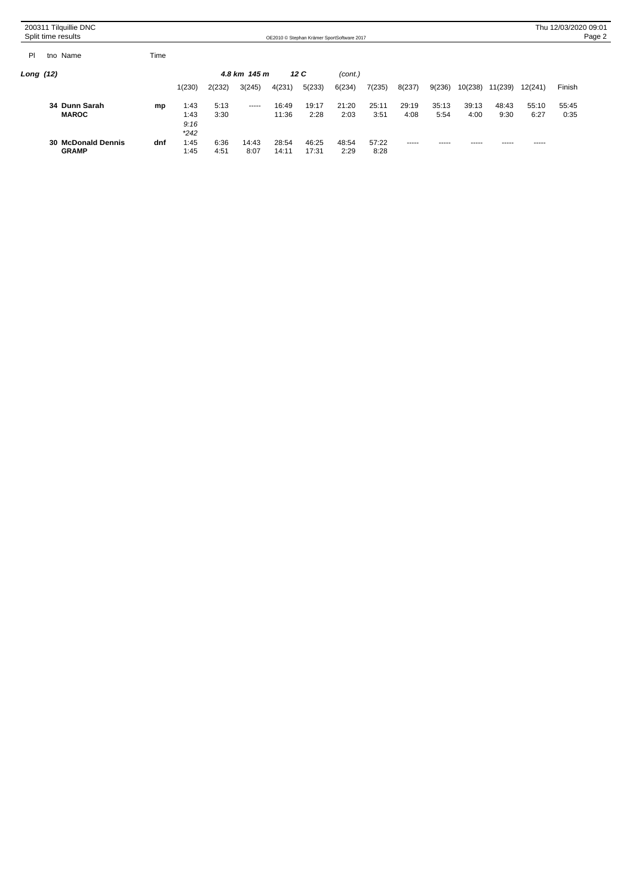Pl tno Name Time

**Long (12)** *4.8 km 145 m 12 C (cont.)*

| Pl | tno Name | Time | 1(230) | 2(232) | 3(245) | 4(231) | 5(233) | 6(234) | 7(235) | 8(237) | 9(236) | 10(238) | 11(239) | 12(241) | Finish |
|---|---|---|---|---|---|---|---|---|---|---|---|---|---|---|---|
| | **34 Dunn Sarah** | **mp** | 1:43 | 5:13 | ----- | 16:49 | 19:17 | 21:20 | 25:11 | 29:19 | 35:13 | 39:13 | 48:43 | 55:10 | 55:45 |
| | **MAROC** | | 1:43 | 3:30 | | 11:36 | 2:28 | 2:03 | 3:51 | 4:08 | 5:54 | 4:00 | 9:30 | 6:27 | 0:35 |
| | | | *9:16* | | | | | | | | | | | | |
| | | | *\*242* | | | | | | | | | | | | |
| | **30 McDonald Dennis** | **dnf** | 1:45 | 6:36 | 14:43 | 28:54 | 46:25 | 48:54 | 57:22 | ----- | ----- | ----- | ----- | ----- | |
| | **GRAMP** | | 1:45 | 4:51 | 8:07 | 14:11 | 17:31 | 2:29 | 8:28 | | | | | | |